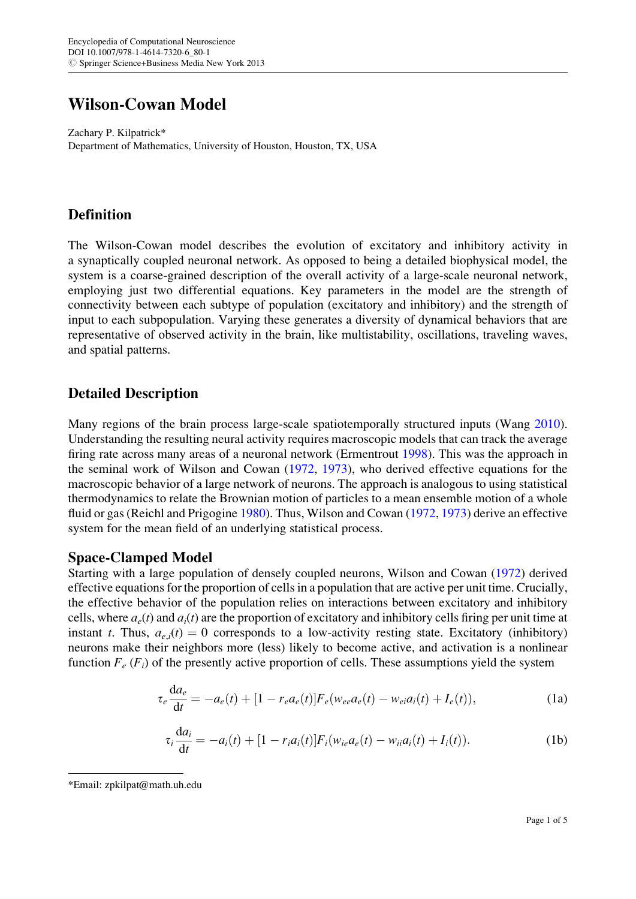Encyclopedia of Computational Neuroscience
DOI 10.1007/978-1-4614-7320-6_80-1
© Springer Science+Business Media New York 2013

# Wilson-Cowan Model

Zachary P. Kilpatrick*
Department of Mathematics, University of Houston, Houston, TX, USA

## Definition

The Wilson-Cowan model describes the evolution of excitatory and inhibitory activity in a synaptically coupled neuronal network. As opposed to being a detailed biophysical model, the system is a coarse-grained description of the overall activity of a large-scale neuronal network, employing just two differential equations. Key parameters in the model are the strength of connectivity between each subtype of population (excitatory and inhibitory) and the strength of input to each subpopulation. Varying these generates a diversity of dynamical behaviors that are representative of observed activity in the brain, like multistability, oscillations, traveling waves, and spatial patterns.

## Detailed Description

Many regions of the brain process large-scale spatiotemporally structured inputs (Wang 2010). Understanding the resulting neural activity requires macroscopic models that can track the average firing rate across many areas of a neuronal network (Ermentrout 1998). This was the approach in the seminal work of Wilson and Cowan (1972, 1973), who derived effective equations for the macroscopic behavior of a large network of neurons. The approach is analogous to using statistical thermodynamics to relate the Brownian motion of particles to a mean ensemble motion of a whole fluid or gas (Reichl and Prigogine 1980). Thus, Wilson and Cowan (1972, 1973) derive an effective system for the mean field of an underlying statistical process.

### Space-Clamped Model

Starting with a large population of densely coupled neurons, Wilson and Cowan (1972) derived effective equations for the proportion of cells in a population that are active per unit time. Crucially, the effective behavior of the population relies on interactions between excitatory and inhibitory cells, where $a_e(t)$ and $a_i(t)$ are the proportion of excitatory and inhibitory cells firing per unit time at instant $t$. Thus, $a_{e,i}(t) = 0$ corresponds to a low-activity resting state. Excitatory (inhibitory) neurons make their neighbors more (less) likely to become active, and activation is a nonlinear function $F_e$ ($F_i$) of the presently active proportion of cells. These assumptions yield the system

$$\tau_e \frac{\mathrm{d}a_e}{\mathrm{d}t} = -a_e(t) + [1 - r_e a_e(t)] F_e(w_{ee} a_e(t) - w_{ei} a_i(t) + I_e(t)), \tag{1a}$$

$$\tau_i \frac{\mathrm{d}a_i}{\mathrm{d}t} = -a_i(t) + [1 - r_i a_i(t)] F_i(w_{ie} a_e(t) - w_{ii} a_i(t) + I_i(t)). \tag{1b}$$

---

*Email: zpkilpat@math.uh.edu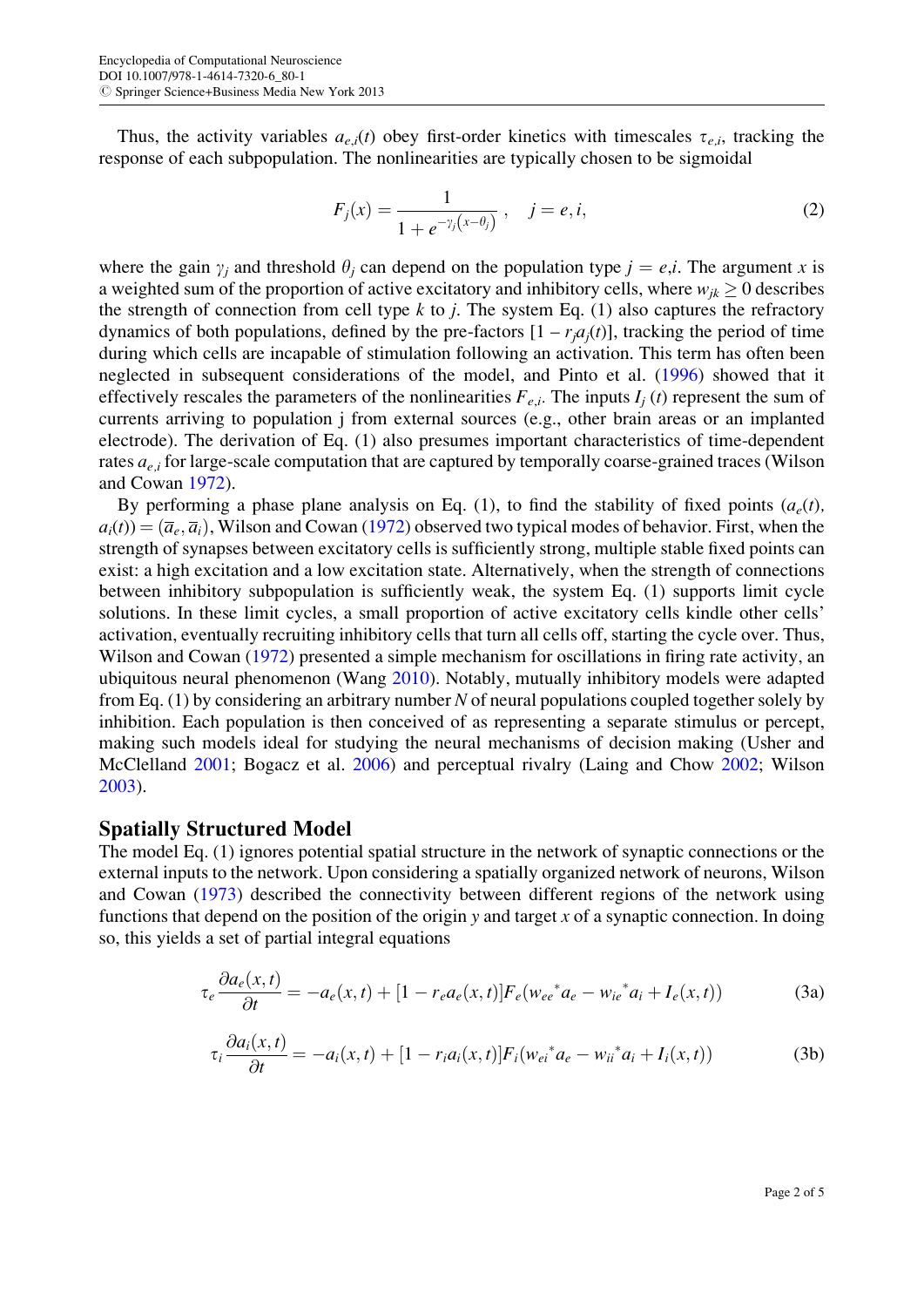Thus, the activity variables $a_{e,i}(t)$ obey first-order kinetics with timescales $\tau_{e,i}$, tracking the response of each subpopulation. The nonlinearities are typically chosen to be sigmoidal

$$F_j(x) = \frac{1}{1 + e^{-\gamma_j(x-\theta_j)}}, \quad j = e, i, \tag{2}$$

where the gain $\gamma_j$ and threshold $\theta_j$ can depend on the population type $j = e,i$. The argument $x$ is a weighted sum of the proportion of active excitatory and inhibitory cells, where $w_{jk} \geq 0$ describes the strength of connection from cell type $k$ to $j$. The system Eq. (1) also captures the refractory dynamics of both populations, defined by the pre-factors $[1 - r_j a_j(t)]$, tracking the period of time during which cells are incapable of stimulation following an activation. This term has often been neglected in subsequent considerations of the model, and Pinto et al. (1996) showed that it effectively rescales the parameters of the nonlinearities $F_{e,i}$. The inputs $I_j(t)$ represent the sum of currents arriving to population j from external sources (e.g., other brain areas or an implanted electrode). The derivation of Eq. (1) also presumes important characteristics of time-dependent rates $a_{e,i}$ for large-scale computation that are captured by temporally coarse-grained traces (Wilson and Cowan 1972).

By performing a phase plane analysis on Eq. (1), to find the stability of fixed points $(a_e(t), a_i(t)) = (\overline{a}_e, \overline{a}_i)$, Wilson and Cowan (1972) observed two typical modes of behavior. First, when the strength of synapses between excitatory cells is sufficiently strong, multiple stable fixed points can exist: a high excitation and a low excitation state. Alternatively, when the strength of connections between inhibitory subpopulation is sufficiently weak, the system Eq. (1) supports limit cycle solutions. In these limit cycles, a small proportion of active excitatory cells kindle other cells' activation, eventually recruiting inhibitory cells that turn all cells off, starting the cycle over. Thus, Wilson and Cowan (1972) presented a simple mechanism for oscillations in firing rate activity, an ubiquitous neural phenomenon (Wang 2010). Notably, mutually inhibitory models were adapted from Eq. (1) by considering an arbitrary number $N$ of neural populations coupled together solely by inhibition. Each population is then conceived of as representing a separate stimulus or percept, making such models ideal for studying the neural mechanisms of decision making (Usher and McClelland 2001; Bogacz et al. 2006) and perceptual rivalry (Laing and Chow 2002; Wilson 2003).

## Spatially Structured Model

The model Eq. (1) ignores potential spatial structure in the network of synaptic connections or the external inputs to the network. Upon considering a spatially organized network of neurons, Wilson and Cowan (1973) described the connectivity between different regions of the network using functions that depend on the position of the origin $y$ and target $x$ of a synaptic connection. In doing so, this yields a set of partial integral equations

$$\tau_e \frac{\partial a_e(x,t)}{\partial t} = -a_e(x,t) + [1 - r_e a_e(x,t)] F_e(w_{ee} {}^* a_e - w_{ie} {}^* a_i + I_e(x,t)) \tag{3a}$$

$$\tau_i \frac{\partial a_i(x,t)}{\partial t} = -a_i(x,t) + [1 - r_i a_i(x,t)] F_i(w_{ei} {}^* a_e - w_{ii} {}^* a_i + I_i(x,t)) \tag{3b}$$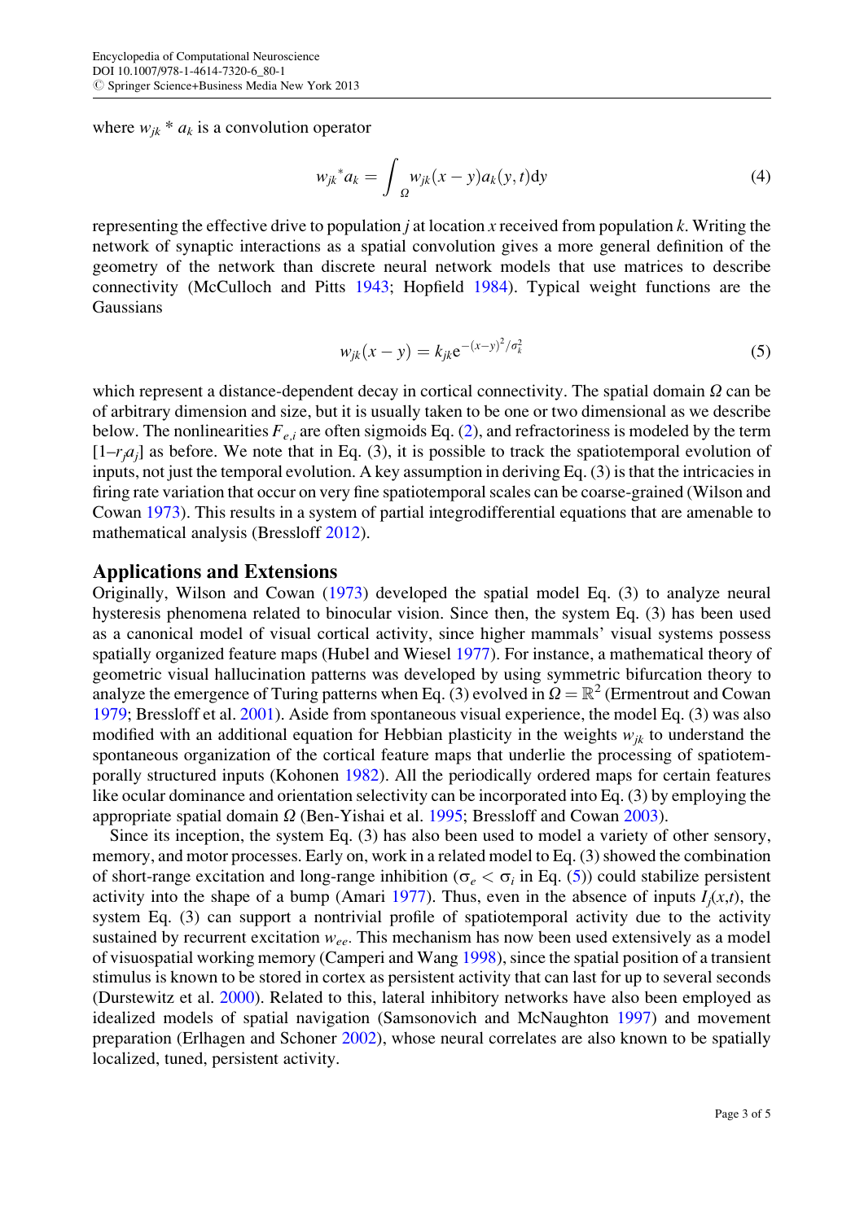where $w_{jk} * a_k$ is a convolution operator

$$w_{jk} * a_k = \int_{\Omega} w_{jk}(x - y) a_k(y, t) \mathrm{d}y \tag{4}$$

representing the effective drive to population $j$ at location $x$ received from population $k$. Writing the network of synaptic interactions as a spatial convolution gives a more general definition of the geometry of the network than discrete neural network models that use matrices to describe connectivity (McCulloch and Pitts 1943; Hopfield 1984). Typical weight functions are the Gaussians

$$w_{jk}(x - y) = k_{jk} \mathrm{e}^{-(x-y)^2/\sigma_k^2} \tag{5}$$

which represent a distance-dependent decay in cortical connectivity. The spatial domain $\Omega$ can be of arbitrary dimension and size, but it is usually taken to be one or two dimensional as we describe below. The nonlinearities $F_{e,i}$ are often sigmoids Eq. (2), and refractoriness is modeled by the term $[1 - r_j a_j]$ as before. We note that in Eq. (3), it is possible to track the spatiotemporal evolution of inputs, not just the temporal evolution. A key assumption in deriving Eq. (3) is that the intricacies in firing rate variation that occur on very fine spatiotemporal scales can be coarse-grained (Wilson and Cowan 1973). This results in a system of partial integrodifferential equations that are amenable to mathematical analysis (Bressloff 2012).

## Applications and Extensions

Originally, Wilson and Cowan (1973) developed the spatial model Eq. (3) to analyze neural hysteresis phenomena related to binocular vision. Since then, the system Eq. (3) has been used as a canonical model of visual cortical activity, since higher mammals' visual systems possess spatially organized feature maps (Hubel and Wiesel 1977). For instance, a mathematical theory of geometric visual hallucination patterns was developed by using symmetric bifurcation theory to analyze the emergence of Turing patterns when Eq. (3) evolved in $\Omega = \mathbb{R}^2$ (Ermentrout and Cowan 1979; Bressloff et al. 2001). Aside from spontaneous visual experience, the model Eq. (3) was also modified with an additional equation for Hebbian plasticity in the weights $w_{jk}$ to understand the spontaneous organization of the cortical feature maps that underlie the processing of spatiotemporally structured inputs (Kohonen 1982). All the periodically ordered maps for certain features like ocular dominance and orientation selectivity can be incorporated into Eq. (3) by employing the appropriate spatial domain $\Omega$ (Ben-Yishai et al. 1995; Bressloff and Cowan 2003).

Since its inception, the system Eq. (3) has also been used to model a variety of other sensory, memory, and motor processes. Early on, work in a related model to Eq. (3) showed the combination of short-range excitation and long-range inhibition ($\sigma_e < \sigma_i$ in Eq. (5)) could stabilize persistent activity into the shape of a bump (Amari 1977). Thus, even in the absence of inputs $I_j(x,t)$, the system Eq. (3) can support a nontrivial profile of spatiotemporal activity due to the activity sustained by recurrent excitation $w_{ee}$. This mechanism has now been used extensively as a model of visuospatial working memory (Camperi and Wang 1998), since the spatial position of a transient stimulus is known to be stored in cortex as persistent activity that can last for up to several seconds (Durstewitz et al. 2000). Related to this, lateral inhibitory networks have also been employed as idealized models of spatial navigation (Samsonovich and McNaughton 1997) and movement preparation (Erlhagen and Schoner 2002), whose neural correlates are also known to be spatially localized, tuned, persistent activity.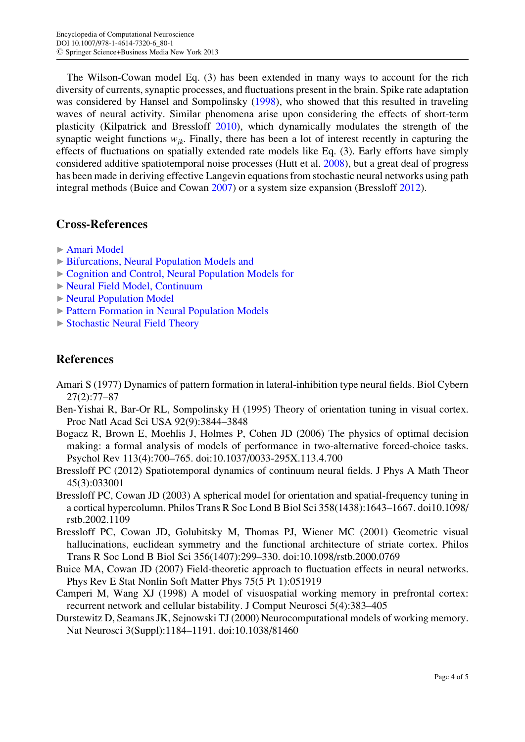The Wilson-Cowan model Eq. (3) has been extended in many ways to account for the rich diversity of currents, synaptic processes, and fluctuations present in the brain. Spike rate adaptation was considered by Hansel and Sompolinsky (1998), who showed that this resulted in traveling waves of neural activity. Similar phenomena arise upon considering the effects of short-term plasticity (Kilpatrick and Bressloff 2010), which dynamically modulates the strength of the synaptic weight functions $w_{jk}$. Finally, there has been a lot of interest recently in capturing the effects of fluctuations on spatially extended rate models like Eq. (3). Early efforts have simply considered additive spatiotemporal noise processes (Hutt et al. 2008), but a great deal of progress has been made in deriving effective Langevin equations from stochastic neural networks using path integral methods (Buice and Cowan 2007) or a system size expansion (Bressloff 2012).

## Cross-References

- ► Amari Model
- ► Bifurcations, Neural Population Models and
- ► Cognition and Control, Neural Population Models for
- ► Neural Field Model, Continuum
- ► Neural Population Model
- ► Pattern Formation in Neural Population Models
- ► Stochastic Neural Field Theory

## References

Amari S (1977) Dynamics of pattern formation in lateral-inhibition type neural fields. Biol Cybern 27(2):77–87

Ben-Yishai R, Bar-Or RL, Sompolinsky H (1995) Theory of orientation tuning in visual cortex. Proc Natl Acad Sci USA 92(9):3844–3848

Bogacz R, Brown E, Moehlis J, Holmes P, Cohen JD (2006) The physics of optimal decision making: a formal analysis of models of performance in two-alternative forced-choice tasks. Psychol Rev 113(4):700–765. doi:10.1037/0033-295X.113.4.700

Bressloff PC (2012) Spatiotemporal dynamics of continuum neural fields. J Phys A Math Theor 45(3):033001

Bressloff PC, Cowan JD (2003) A spherical model for orientation and spatial-frequency tuning in a cortical hypercolumn. Philos Trans R Soc Lond B Biol Sci 358(1438):1643–1667. doi10.1098/rstb.2002.1109

Bressloff PC, Cowan JD, Golubitsky M, Thomas PJ, Wiener MC (2001) Geometric visual hallucinations, euclidean symmetry and the functional architecture of striate cortex. Philos Trans R Soc Lond B Biol Sci 356(1407):299–330. doi:10.1098/rstb.2000.0769

Buice MA, Cowan JD (2007) Field-theoretic approach to fluctuation effects in neural networks. Phys Rev E Stat Nonlin Soft Matter Phys 75(5 Pt 1):051919

Camperi M, Wang XJ (1998) A model of visuospatial working memory in prefrontal cortex: recurrent network and cellular bistability. J Comput Neurosci 5(4):383–405

Durstewitz D, Seamans JK, Sejnowski TJ (2000) Neurocomputational models of working memory. Nat Neurosci 3(Suppl):1184–1191. doi:10.1038/81460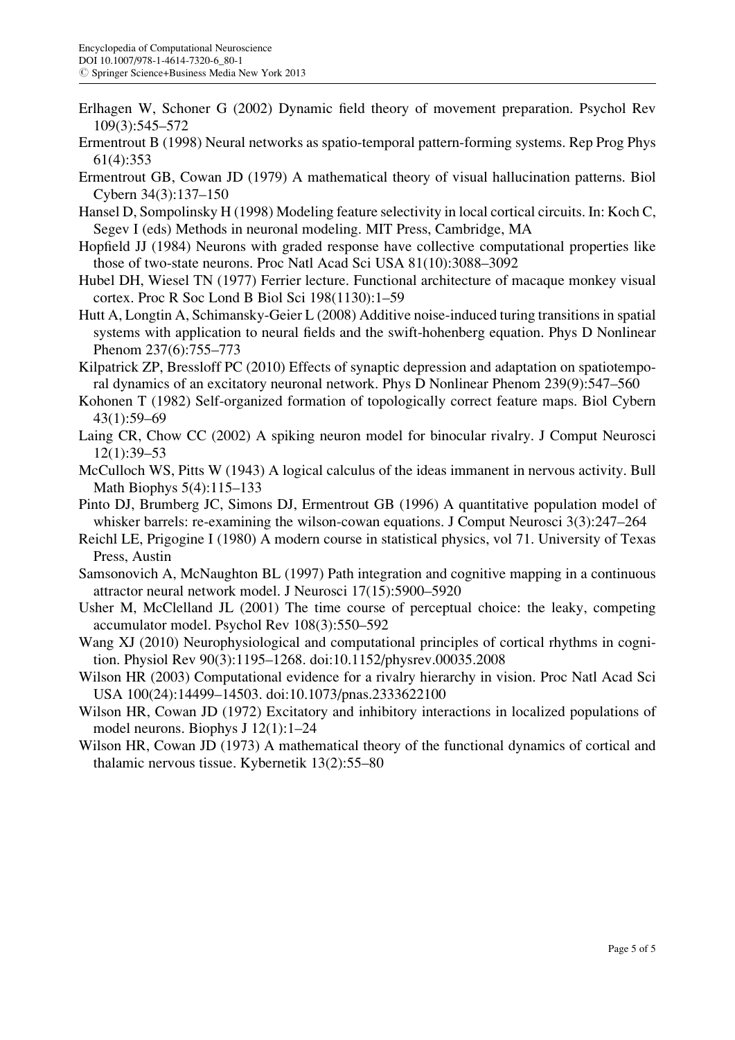Erlhagen W, Schoner G (2002) Dynamic field theory of movement preparation. Psychol Rev 109(3):545–572

Ermentrout B (1998) Neural networks as spatio-temporal pattern-forming systems. Rep Prog Phys 61(4):353

Ermentrout GB, Cowan JD (1979) A mathematical theory of visual hallucination patterns. Biol Cybern 34(3):137–150

Hansel D, Sompolinsky H (1998) Modeling feature selectivity in local cortical circuits. In: Koch C, Segev I (eds) Methods in neuronal modeling. MIT Press, Cambridge, MA

Hopfield JJ (1984) Neurons with graded response have collective computational properties like those of two-state neurons. Proc Natl Acad Sci USA 81(10):3088–3092

Hubel DH, Wiesel TN (1977) Ferrier lecture. Functional architecture of macaque monkey visual cortex. Proc R Soc Lond B Biol Sci 198(1130):1–59

Hutt A, Longtin A, Schimansky-Geier L (2008) Additive noise-induced turing transitions in spatial systems with application to neural fields and the swift-hohenberg equation. Phys D Nonlinear Phenom 237(6):755–773

Kilpatrick ZP, Bressloff PC (2010) Effects of synaptic depression and adaptation on spatiotemporal dynamics of an excitatory neuronal network. Phys D Nonlinear Phenom 239(9):547–560

Kohonen T (1982) Self-organized formation of topologically correct feature maps. Biol Cybern 43(1):59–69

Laing CR, Chow CC (2002) A spiking neuron model for binocular rivalry. J Comput Neurosci 12(1):39–53

McCulloch WS, Pitts W (1943) A logical calculus of the ideas immanent in nervous activity. Bull Math Biophys 5(4):115–133

Pinto DJ, Brumberg JC, Simons DJ, Ermentrout GB (1996) A quantitative population model of whisker barrels: re-examining the wilson-cowan equations. J Comput Neurosci 3(3):247–264

Reichl LE, Prigogine I (1980) A modern course in statistical physics, vol 71. University of Texas Press, Austin

Samsonovich A, McNaughton BL (1997) Path integration and cognitive mapping in a continuous attractor neural network model. J Neurosci 17(15):5900–5920

Usher M, McClelland JL (2001) The time course of perceptual choice: the leaky, competing accumulator model. Psychol Rev 108(3):550–592

Wang XJ (2010) Neurophysiological and computational principles of cortical rhythms in cognition. Physiol Rev 90(3):1195–1268. doi:10.1152/physrev.00035.2008

Wilson HR (2003) Computational evidence for a rivalry hierarchy in vision. Proc Natl Acad Sci USA 100(24):14499–14503. doi:10.1073/pnas.2333622100

Wilson HR, Cowan JD (1972) Excitatory and inhibitory interactions in localized populations of model neurons. Biophys J 12(1):1–24

Wilson HR, Cowan JD (1973) A mathematical theory of the functional dynamics of cortical and thalamic nervous tissue. Kybernetik 13(2):55–80